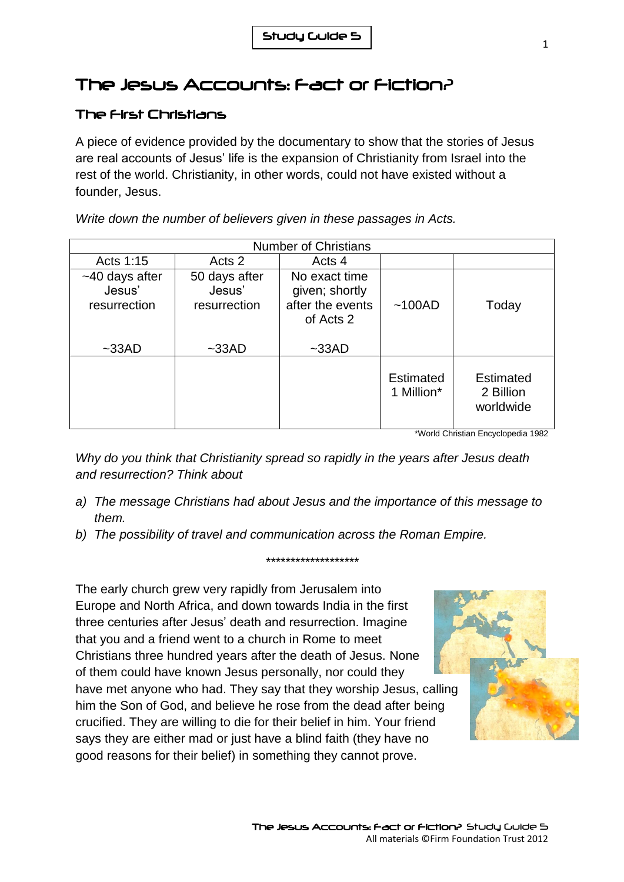Study Guide 5

# The Jesus Accounts: Fact or Fiction?

## The First Christians

A piece of evidence provided by the documentary to show that the stories of Jesus are real accounts of Jesus' life is the expansion of Christianity from Israel into the rest of the world. Christianity, in other words, could not have existed without a founder, Jesus.

*Write down the number of believers given in these passages in Acts.*

| Number of Christians | | | | |
|---|---|---|---|---|
| Acts 1:15 | Acts 2 | Acts 4 | | |
| ~40 days after Jesus' resurrection<br><br>~33AD | 50 days after Jesus' resurrection<br><br>~33AD | No exact time given; shortly after the events of Acts 2<br><br>~33AD | ~100AD | Today |
| | | | Estimated 1 Million* | Estimated 2 Billion worldwide |

*World Christian Encyclopedia 1982

*Why do you think that Christianity spread so rapidly in the years after Jesus death and resurrection? Think about*

a) *The message Christians had about Jesus and the importance of this message to them.*
b) *The possibility of travel and communication across the Roman Empire.*

*******************

The early church grew very rapidly from Jerusalem into Europe and North Africa, and down towards India in the first three centuries after Jesus' death and resurrection. Imagine that you and a friend went to a church in Rome to meet Christians three hundred years after the death of Jesus. None of them could have known Jesus personally, nor could they have met anyone who had. They say that they worship Jesus, calling him the Son of God, and believe he rose from the dead after being crucified. They are willing to die for their belief in him. Your friend says they are either mad or just have a blind faith (they have no good reasons for their belief) in something they cannot prove.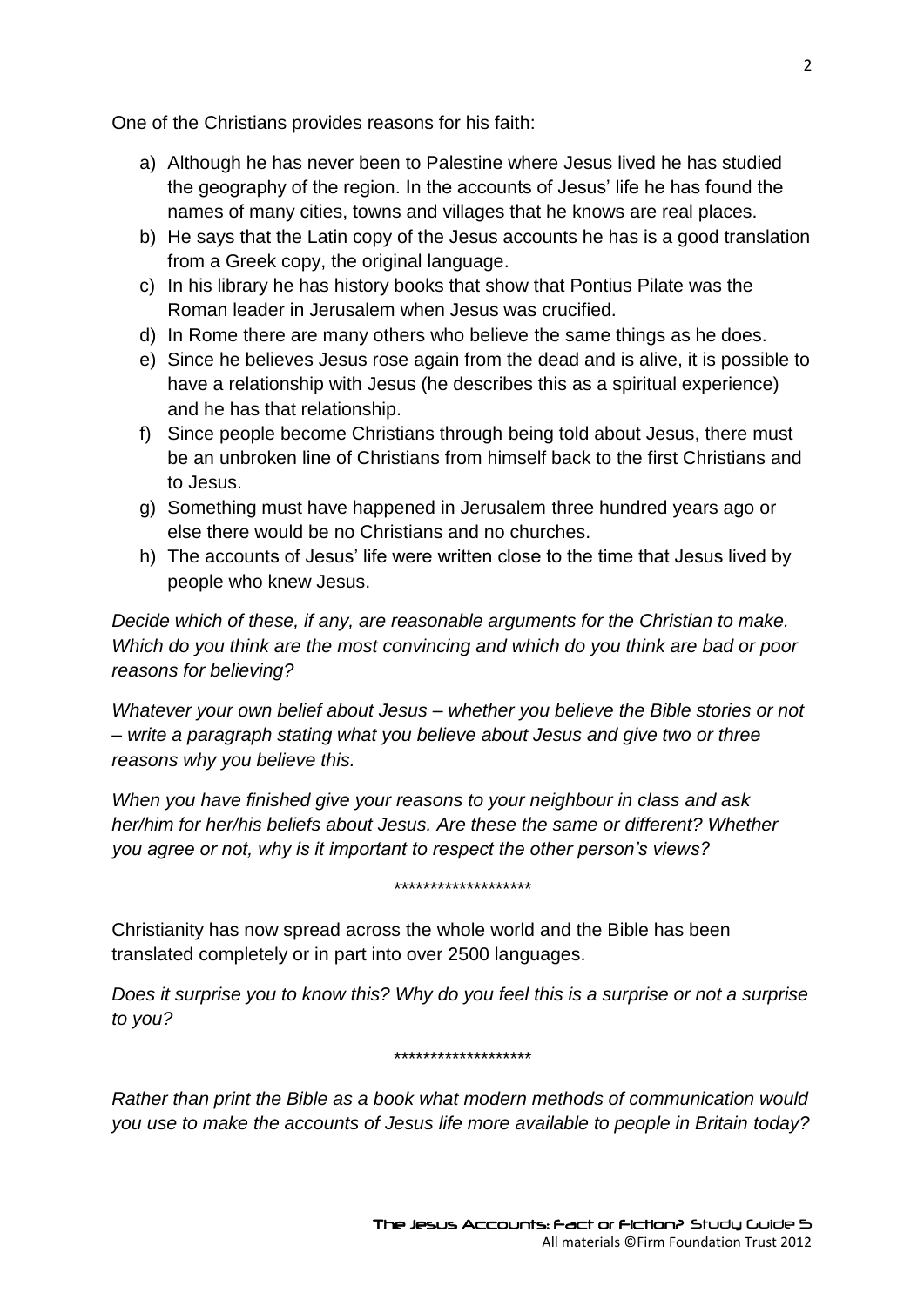One of the Christians provides reasons for his faith:

a) Although he has never been to Palestine where Jesus lived he has studied the geography of the region. In the accounts of Jesus' life he has found the names of many cities, towns and villages that he knows are real places.
b) He says that the Latin copy of the Jesus accounts he has is a good translation from a Greek copy, the original language.
c) In his library he has history books that show that Pontius Pilate was the Roman leader in Jerusalem when Jesus was crucified.
d) In Rome there are many others who believe the same things as he does.
e) Since he believes Jesus rose again from the dead and is alive, it is possible to have a relationship with Jesus (he describes this as a spiritual experience) and he has that relationship.
f) Since people become Christians through being told about Jesus, there must be an unbroken line of Christians from himself back to the first Christians and to Jesus.
g) Something must have happened in Jerusalem three hundred years ago or else there would be no Christians and no churches.
h) The accounts of Jesus' life were written close to the time that Jesus lived by people who knew Jesus.

*Decide which of these, if any, are reasonable arguments for the Christian to make. Which do you think are the most convincing and which do you think are bad or poor reasons for believing?*

*Whatever your own belief about Jesus – whether you believe the Bible stories or not – write a paragraph stating what you believe about Jesus and give two or three reasons why you believe this.*

*When you have finished give your reasons to your neighbour in class and ask her/him for her/his beliefs about Jesus. Are these the same or different? Whether you agree or not, why is it important to respect the other person's views?*

*******************

Christianity has now spread across the whole world and the Bible has been translated completely or in part into over 2500 languages.

*Does it surprise you to know this? Why do you feel this is a surprise or not a surprise to you?*

*******************

*Rather than print the Bible as a book what modern methods of communication would you use to make the accounts of Jesus life more available to people in Britain today?*